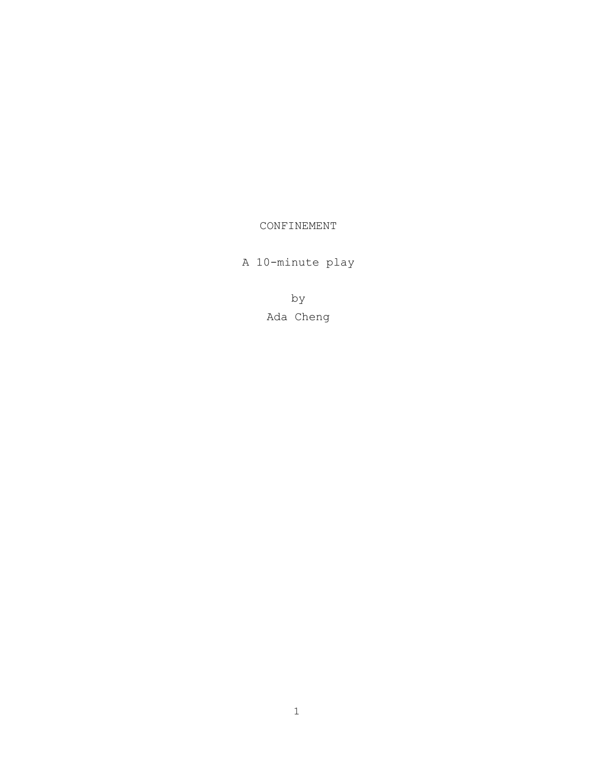# CONFINEMENT

A 10-minute play

by

Ada Cheng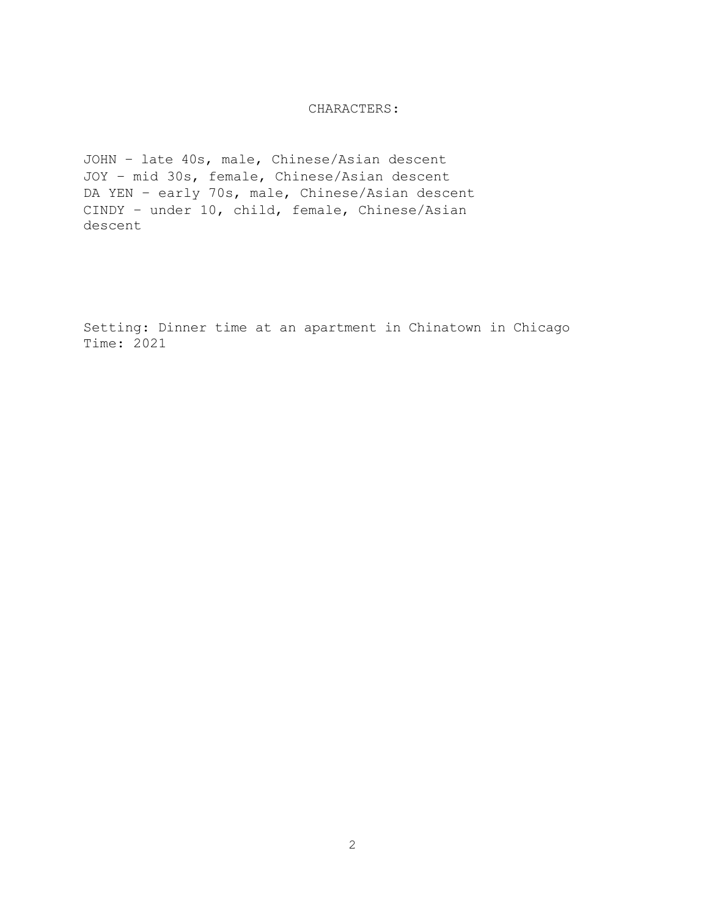CHARACTERS:

JOHN – late 40s, male, Chinese/Asian descent
JOY – mid 30s, female, Chinese/Asian descent
DA YEN – early 70s, male, Chinese/Asian descent
CINDY – under 10, child, female, Chinese/Asian descent

Setting: Dinner time at an apartment in Chinatown in Chicago
Time: 2021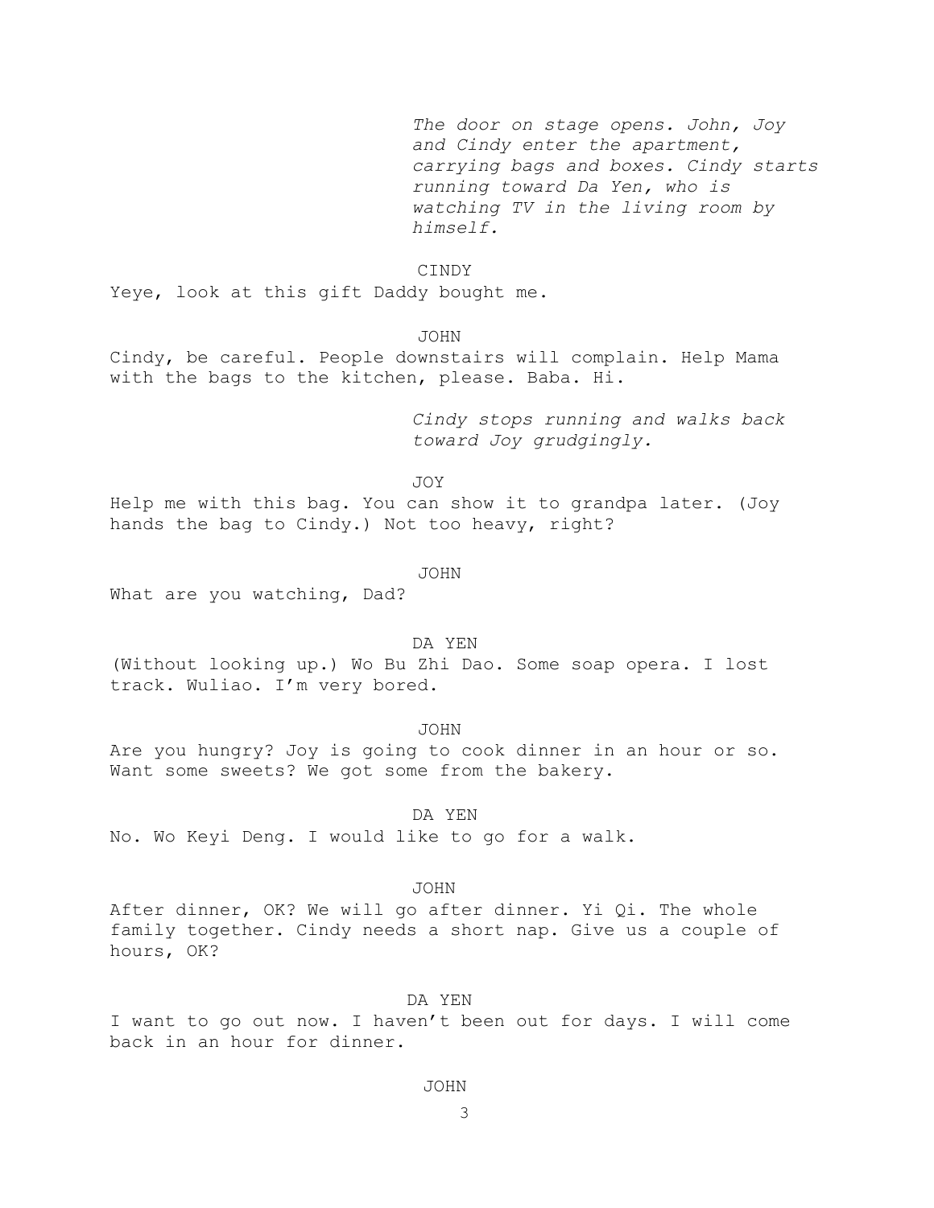*The door on stage opens. John, Joy and Cindy enter the apartment, carrying bags and boxes. Cindy starts running toward Da Yen, who is watching TV in the living room by himself.*

CINDY

Yeye, look at this gift Daddy bought me.

JOHN

Cindy, be careful. People downstairs will complain. Help Mama with the bags to the kitchen, please. Baba. Hi.

*Cindy stops running and walks back toward Joy grudgingly.*

JOY

Help me with this bag. You can show it to grandpa later. (Joy hands the bag to Cindy.) Not too heavy, right?

JOHN

What are you watching, Dad?

DA YEN

(Without looking up.) Wo Bu Zhi Dao. Some soap opera. I lost track. Wuliao. I'm very bored.

JOHN

Are you hungry? Joy is going to cook dinner in an hour or so. Want some sweets? We got some from the bakery.

DA YEN

No. Wo Keyi Deng. I would like to go for a walk.

JOHN

After dinner, OK? We will go after dinner. Yi Qi. The whole family together. Cindy needs a short nap. Give us a couple of hours, OK?

DA YEN

I want to go out now. I haven't been out for days. I will come back in an hour for dinner.

JOHN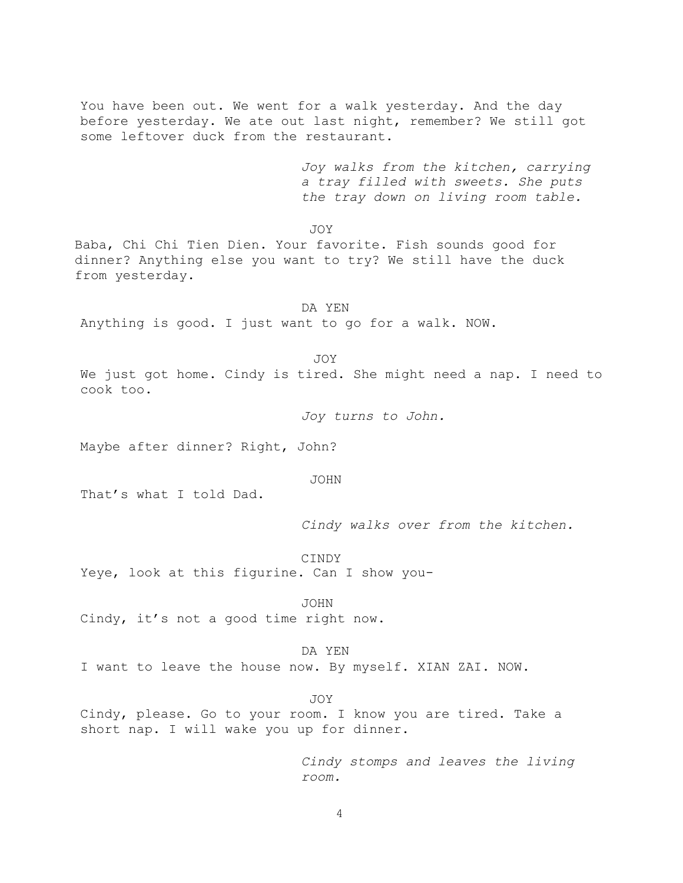You have been out. We went for a walk yesterday. And the day before yesterday. We ate out last night, remember? We still got some leftover duck from the restaurant.

*Joy walks from the kitchen, carrying a tray filled with sweets. She puts the tray down on living room table.*

JOY

Baba, Chi Chi Tien Dien. Your favorite. Fish sounds good for dinner? Anything else you want to try? We still have the duck from yesterday.

DA YEN

Anything is good. I just want to go for a walk. NOW.

JOY

We just got home. Cindy is tired. She might need a nap. I need to cook too.

*Joy turns to John.*

Maybe after dinner? Right, John?

JOHN

That's what I told Dad.

*Cindy walks over from the kitchen.*

CINDY

Yeye, look at this figurine. Can I show you-

JOHN

Cindy, it's not a good time right now.

DA YEN

I want to leave the house now. By myself. XIAN ZAI. NOW.

JOY

Cindy, please. Go to your room. I know you are tired. Take a short nap. I will wake you up for dinner.

*Cindy stomps and leaves the living room.*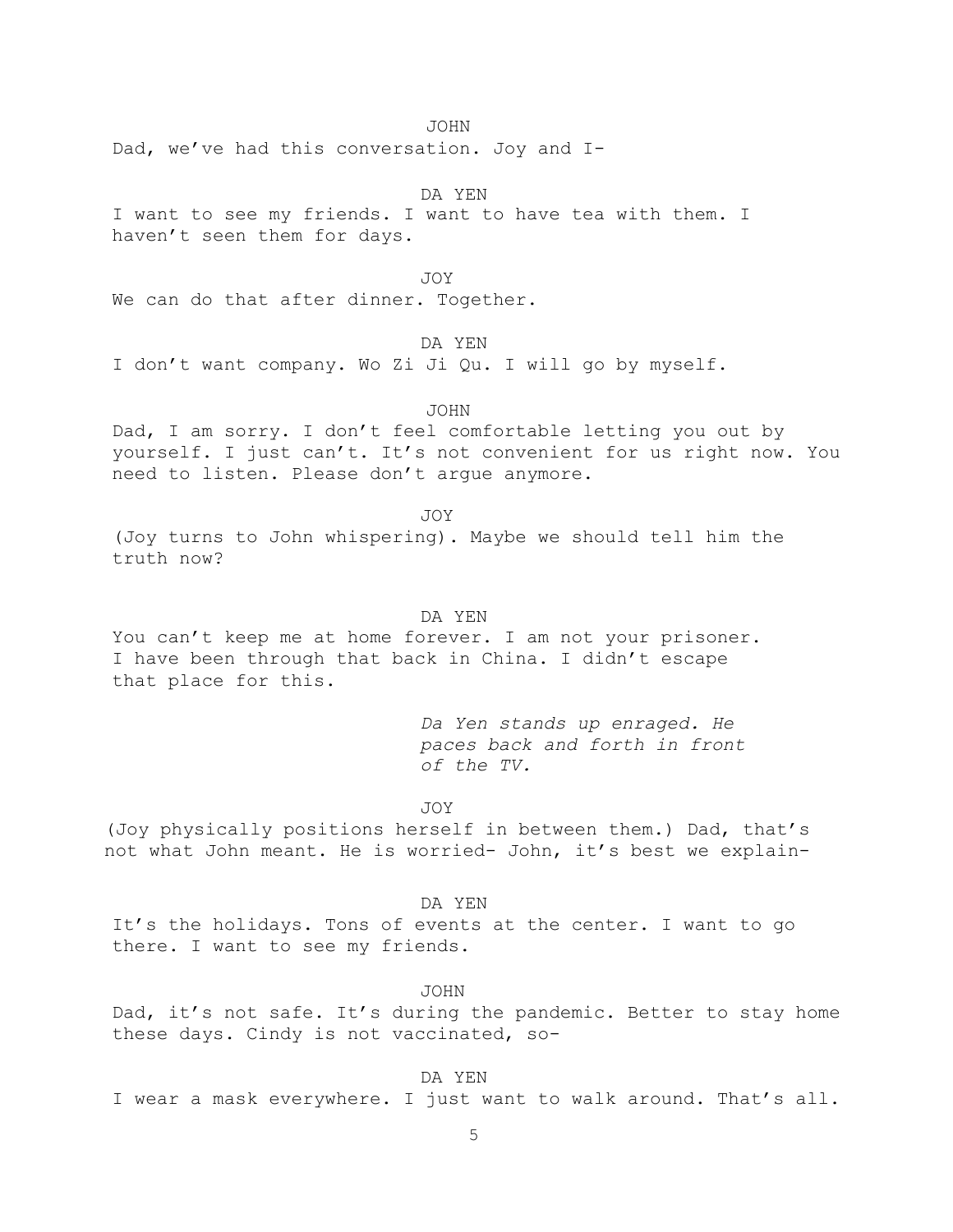JOHN

Dad, we've had this conversation. Joy and I-

DA YEN

I want to see my friends. I want to have tea with them. I haven't seen them for days.

JOY

We can do that after dinner. Together.

DA YEN

I don't want company. Wo Zi Ji Qu. I will go by myself.

JOHN

Dad, I am sorry. I don't feel comfortable letting you out by yourself. I just can't. It's not convenient for us right now. You need to listen. Please don't argue anymore.

JOY

(Joy turns to John whispering). Maybe we should tell him the truth now?

DA YEN

You can't keep me at home forever. I am not your prisoner. I have been through that back in China. I didn't escape that place for this.

*Da Yen stands up enraged. He paces back and forth in front of the TV.*

JOY

(Joy physically positions herself in between them.) Dad, that's not what John meant. He is worried- John, it's best we explain-

DA YEN

It's the holidays. Tons of events at the center. I want to go there. I want to see my friends.

JOHN

Dad, it's not safe. It's during the pandemic. Better to stay home these days. Cindy is not vaccinated, so-

DA YEN

I wear a mask everywhere. I just want to walk around. That's all.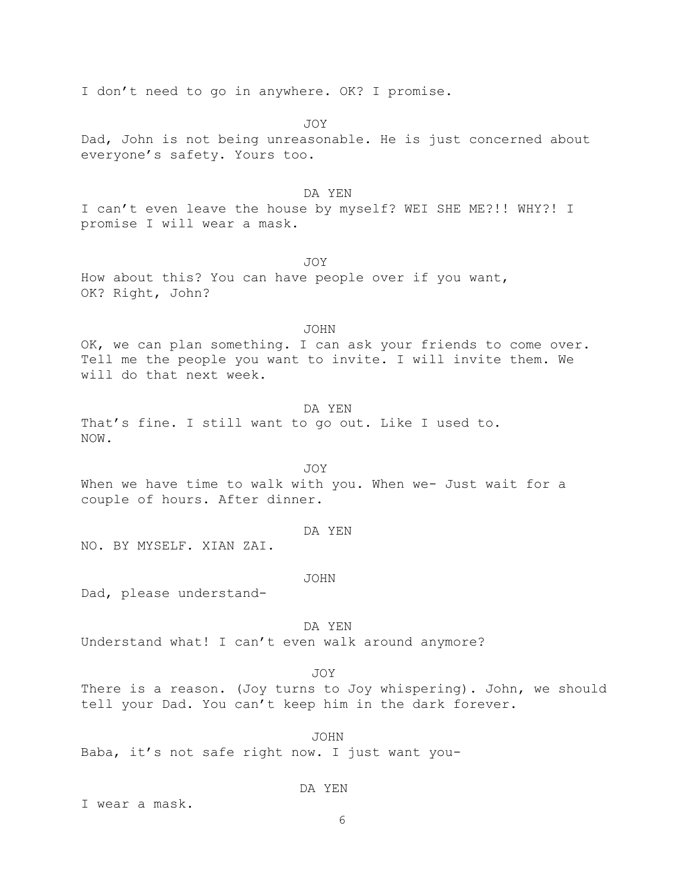I don't need to go in anywhere. OK? I promise.

JOY

Dad, John is not being unreasonable. He is just concerned about everyone's safety. Yours too.

DA YEN

I can't even leave the house by myself? WEI SHE ME?!! WHY?! I promise I will wear a mask.

JOY

How about this? You can have people over if you want, OK? Right, John?

JOHN

OK, we can plan something. I can ask your friends to come over. Tell me the people you want to invite. I will invite them. We will do that next week.

DA YEN

That's fine. I still want to go out. Like I used to. NOW.

JOY

When we have time to walk with you. When we- Just wait for a couple of hours. After dinner.

DA YEN

NO. BY MYSELF. XIAN ZAI.

JOHN

Dad, please understand-

DA YEN

Understand what! I can't even walk around anymore?

JOY

There is a reason. (Joy turns to Joy whispering). John, we should tell your Dad. You can't keep him in the dark forever.

JOHN

Baba, it's not safe right now. I just want you-

DA YEN

I wear a mask.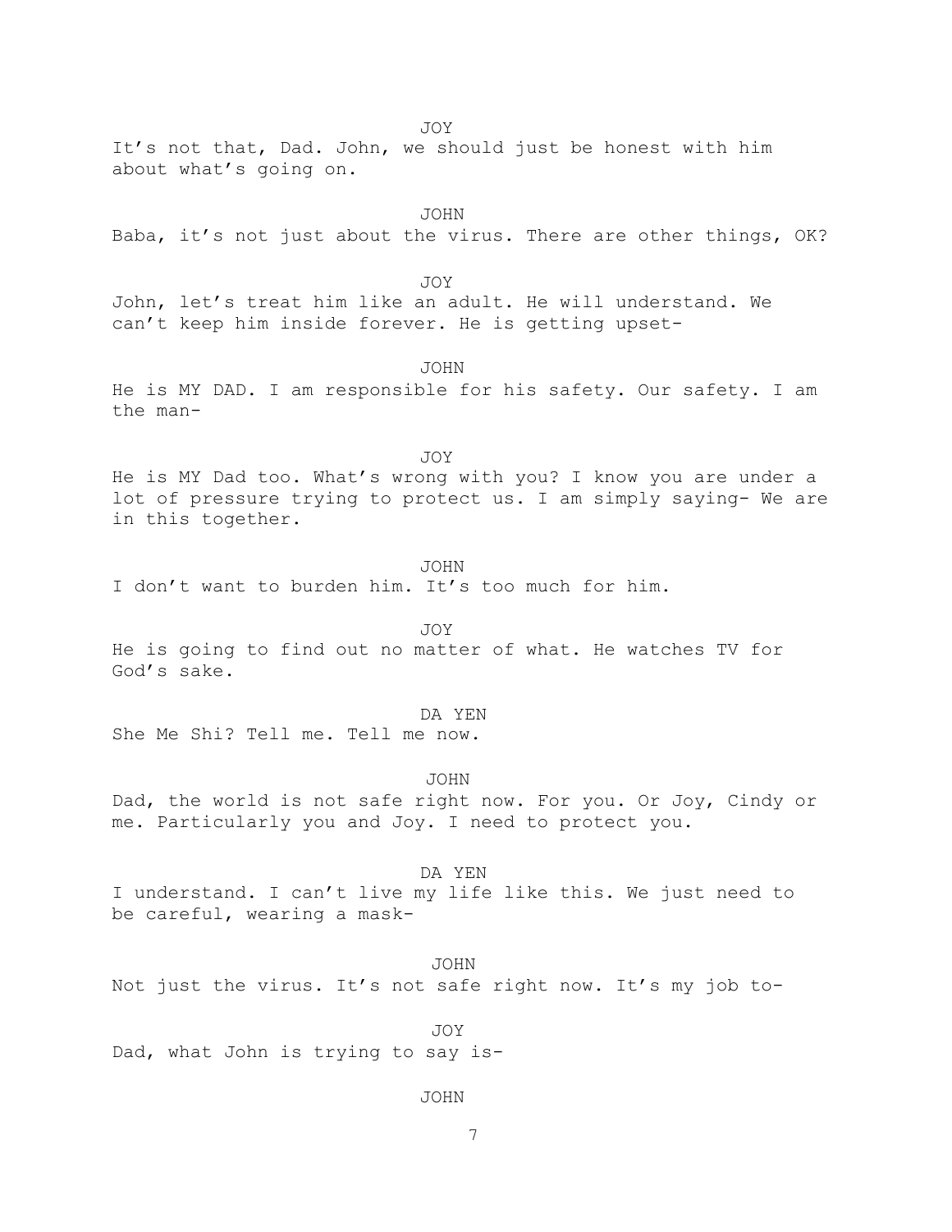JOY

It's not that, Dad. John, we should just be honest with him about what's going on.

JOHN

Baba, it's not just about the virus. There are other things, OK?

JOY

John, let's treat him like an adult. He will understand. We can't keep him inside forever. He is getting upset-

JOHN

He is MY DAD. I am responsible for his safety. Our safety. I am the man-

JOY

He is MY Dad too. What's wrong with you? I know you are under a lot of pressure trying to protect us. I am simply saying- We are in this together.

JOHN

I don't want to burden him. It's too much for him.

JOY

He is going to find out no matter of what. He watches TV for God's sake.

DA YEN

She Me Shi? Tell me. Tell me now.

JOHN

Dad, the world is not safe right now. For you. Or Joy, Cindy or me. Particularly you and Joy. I need to protect you.

DA YEN

I understand. I can't live my life like this. We just need to be careful, wearing a mask-

JOHN

Not just the virus. It's not safe right now. It's my job to-

JOY

Dad, what John is trying to say is-

JOHN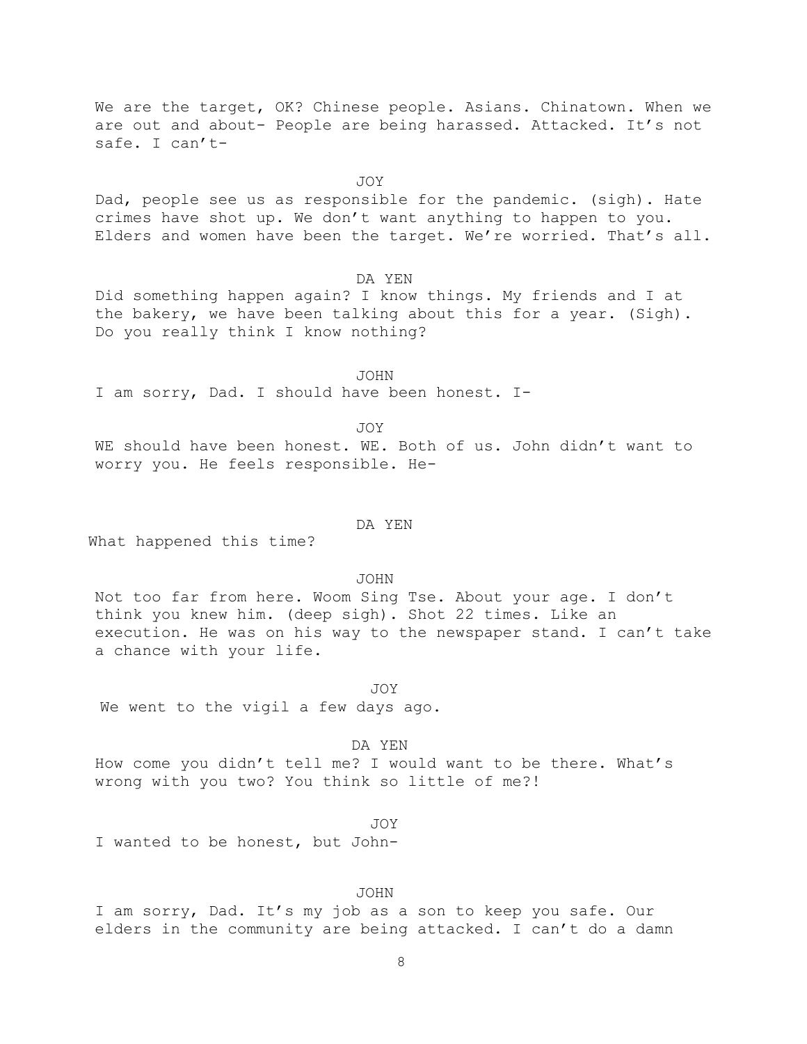We are the target, OK? Chinese people. Asians. Chinatown. When we are out and about- People are being harassed. Attacked. It's not safe. I can't-

JOY

Dad, people see us as responsible for the pandemic. (sigh). Hate crimes have shot up. We don't want anything to happen to you. Elders and women have been the target. We're worried. That's all.

DA YEN

Did something happen again? I know things. My friends and I at the bakery, we have been talking about this for a year. (Sigh). Do you really think I know nothing?

JOHN

I am sorry, Dad. I should have been honest. I-

JOY

WE should have been honest. WE. Both of us. John didn't want to worry you. He feels responsible. He-

DA YEN

What happened this time?

JOHN

Not too far from here. Woom Sing Tse. About your age. I don't think you knew him. (deep sigh). Shot 22 times. Like an execution. He was on his way to the newspaper stand. I can't take a chance with your life.

JOY

We went to the vigil a few days ago.

DA YEN

How come you didn't tell me? I would want to be there. What's wrong with you two? You think so little of me?!

JOY

I wanted to be honest, but John-

JOHN

I am sorry, Dad. It's my job as a son to keep you safe. Our elders in the community are being attacked. I can't do a damn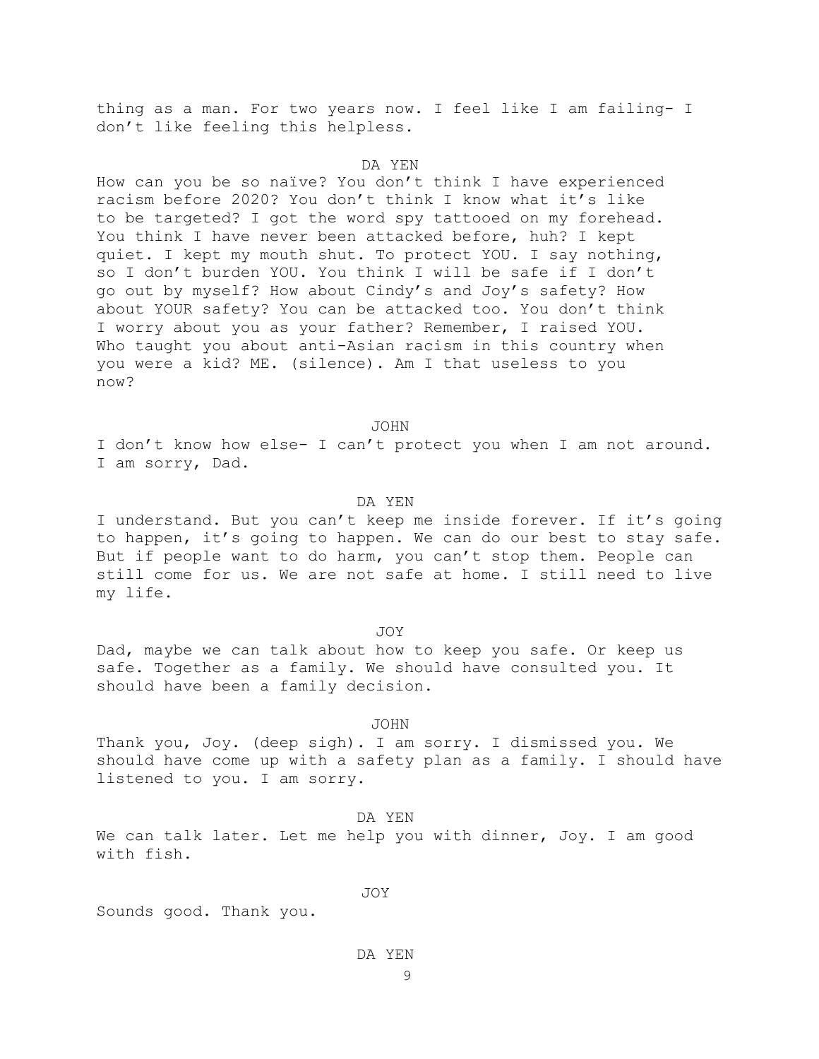thing as a man. For two years now. I feel like I am failing- I don't like feeling this helpless.

DA YEN

How can you be so naïve? You don't think I have experienced racism before 2020? You don't think I know what it's like to be targeted? I got the word spy tattooed on my forehead. You think I have never been attacked before, huh? I kept quiet. I kept my mouth shut. To protect YOU. I say nothing, so I don't burden YOU. You think I will be safe if I don't go out by myself? How about Cindy's and Joy's safety? How about YOUR safety? You can be attacked too. You don't think I worry about you as your father? Remember, I raised YOU. Who taught you about anti-Asian racism in this country when you were a kid? ME. (silence). Am I that useless to you now?

JOHN

I don't know how else- I can't protect you when I am not around. I am sorry, Dad.

DA YEN

I understand. But you can't keep me inside forever. If it's going to happen, it's going to happen. We can do our best to stay safe. But if people want to do harm, you can't stop them. People can still come for us. We are not safe at home. I still need to live my life.

JOY

Dad, maybe we can talk about how to keep you safe. Or keep us safe. Together as a family. We should have consulted you. It should have been a family decision.

JOHN

Thank you, Joy. (deep sigh). I am sorry. I dismissed you. We should have come up with a safety plan as a family. I should have listened to you. I am sorry.

DA YEN

We can talk later. Let me help you with dinner, Joy. I am good with fish.

JOY

Sounds good. Thank you.

DA YEN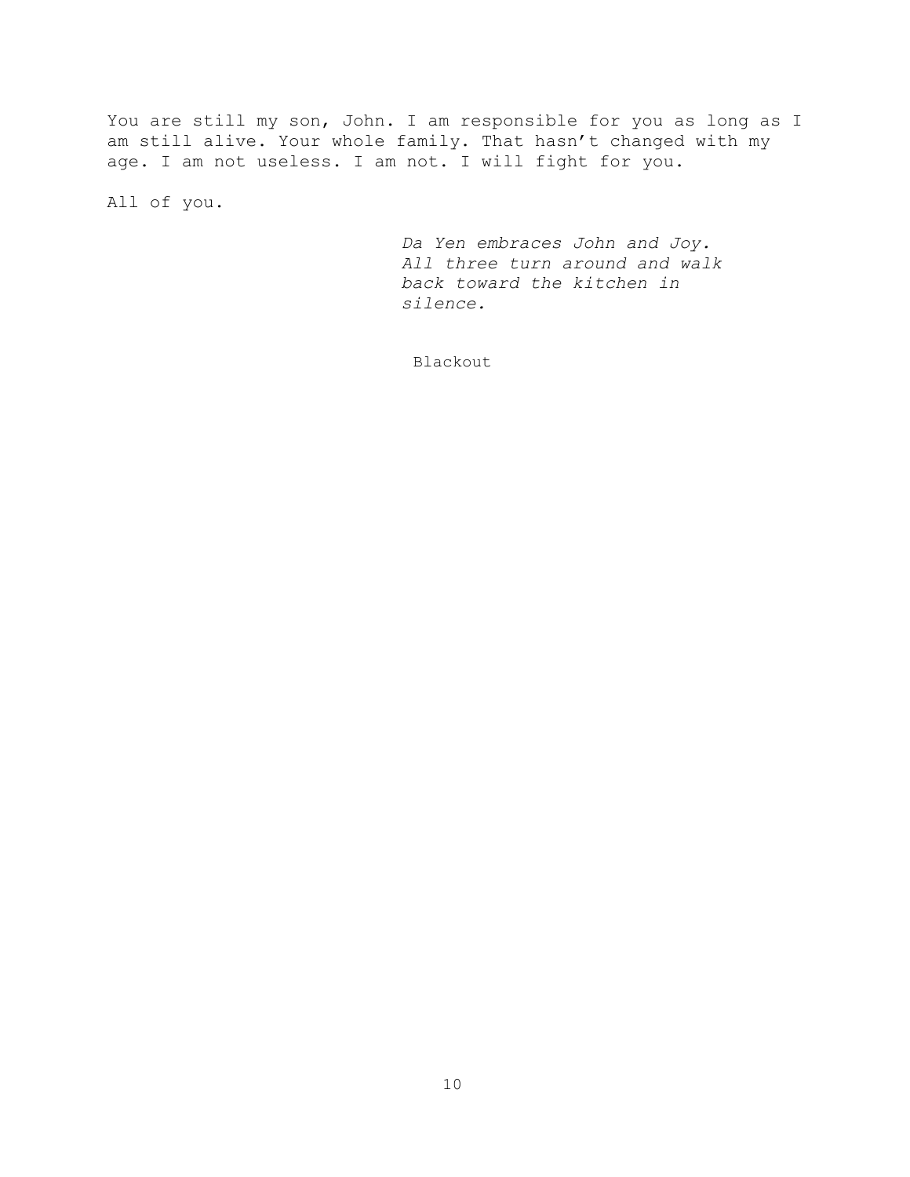You are still my son, John. I am responsible for you as long as I am still alive. Your whole family. That hasn't changed with my age. I am not useless. I am not. I will fight for you.

All of you.

*Da Yen embraces John and Joy. All three turn around and walk back toward the kitchen in silence.*

Blackout